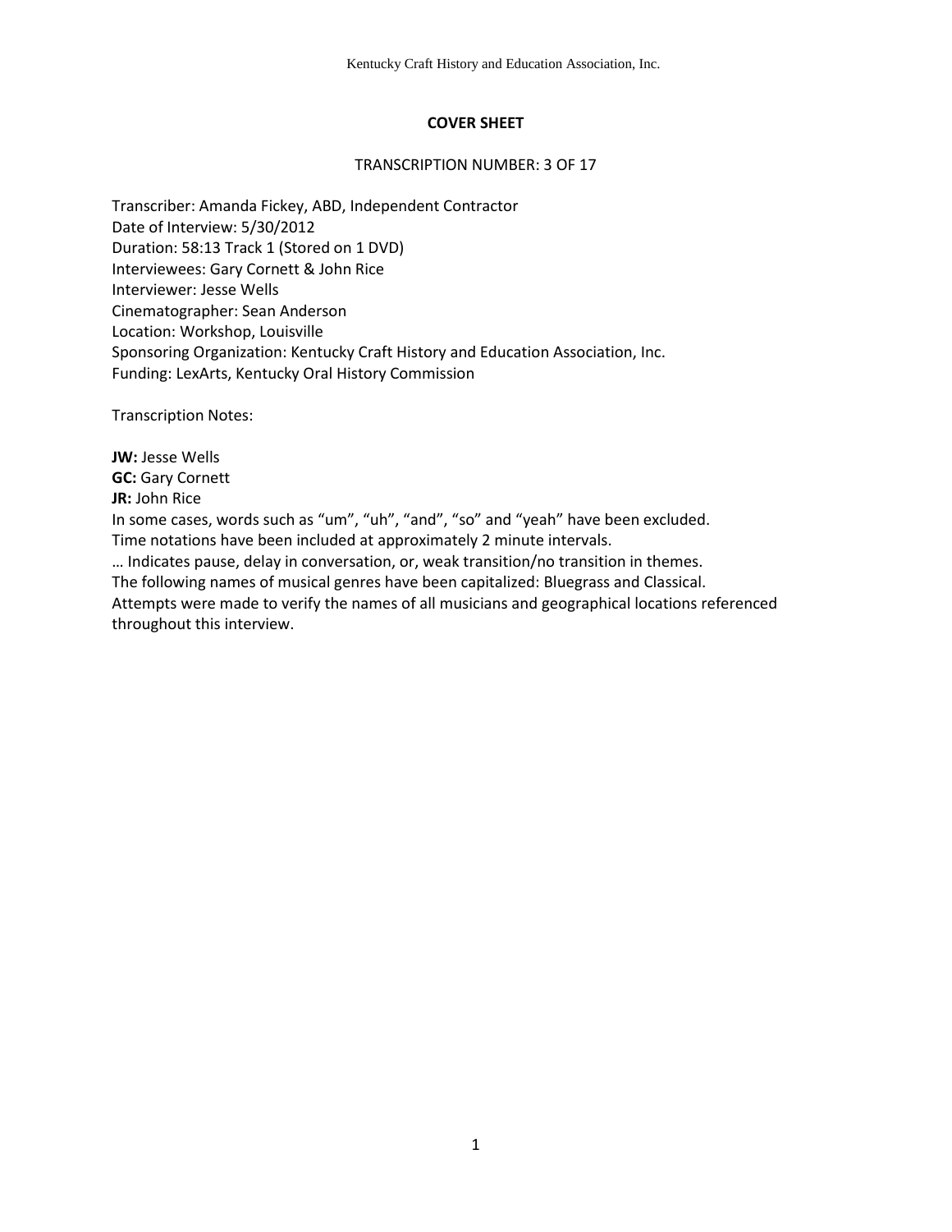## COVER SHEET

TRANSCRIPTION NUMBER: 3 OF 17

Transcriber: Amanda Fickey, ABD, Independent Contractor
Date of Interview: 5/30/2012
Duration: 58:13 Track 1 (Stored on 1 DVD)
Interviewees: Gary Cornett & John Rice
Interviewer: Jesse Wells
Cinematographer: Sean Anderson
Location: Workshop, Louisville
Sponsoring Organization: Kentucky Craft History and Education Association, Inc.
Funding: LexArts, Kentucky Oral History Commission

Transcription Notes:

**JW:** Jesse Wells
**GC:** Gary Cornett
**JR:** John Rice
In some cases, words such as "um", "uh", "and", "so" and "yeah" have been excluded.
Time notations have been included at approximately 2 minute intervals.
… Indicates pause, delay in conversation, or, weak transition/no transition in themes.
The following names of musical genres have been capitalized: Bluegrass and Classical.
Attempts were made to verify the names of all musicians and geographical locations referenced throughout this interview.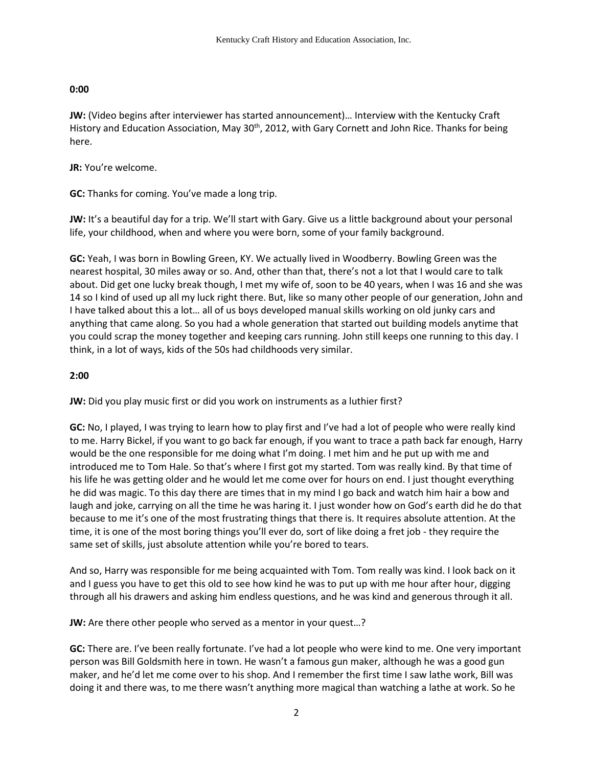**0:00**

**JW:** (Video begins after interviewer has started announcement)… Interview with the Kentucky Craft History and Education Association, May 30th, 2012, with Gary Cornett and John Rice. Thanks for being here.

**JR:** You're welcome.

**GC:** Thanks for coming. You've made a long trip.

**JW:** It's a beautiful day for a trip. We'll start with Gary. Give us a little background about your personal life, your childhood, when and where you were born, some of your family background.

**GC:** Yeah, I was born in Bowling Green, KY. We actually lived in Woodberry. Bowling Green was the nearest hospital, 30 miles away or so. And, other than that, there's not a lot that I would care to talk about. Did get one lucky break though, I met my wife of, soon to be 40 years, when I was 16 and she was 14 so I kind of used up all my luck right there. But, like so many other people of our generation, John and I have talked about this a lot… all of us boys developed manual skills working on old junky cars and anything that came along. So you had a whole generation that started out building models anytime that you could scrap the money together and keeping cars running. John still keeps one running to this day. I think, in a lot of ways, kids of the 50s had childhoods very similar.

**2:00**

**JW:** Did you play music first or did you work on instruments as a luthier first?

**GC:** No, I played, I was trying to learn how to play first and I've had a lot of people who were really kind to me. Harry Bickel, if you want to go back far enough, if you want to trace a path back far enough, Harry would be the one responsible for me doing what I'm doing. I met him and he put up with me and introduced me to Tom Hale. So that's where I first got my started. Tom was really kind. By that time of his life he was getting older and he would let me come over for hours on end. I just thought everything he did was magic. To this day there are times that in my mind I go back and watch him hair a bow and laugh and joke, carrying on all the time he was haring it. I just wonder how on God's earth did he do that because to me it's one of the most frustrating things that there is. It requires absolute attention. At the time, it is one of the most boring things you'll ever do, sort of like doing a fret job - they require the same set of skills, just absolute attention while you're bored to tears.

And so, Harry was responsible for me being acquainted with Tom. Tom really was kind. I look back on it and I guess you have to get this old to see how kind he was to put up with me hour after hour, digging through all his drawers and asking him endless questions, and he was kind and generous through it all.

**JW:** Are there other people who served as a mentor in your quest…?

**GC:** There are. I've been really fortunate. I've had a lot people who were kind to me. One very important person was Bill Goldsmith here in town. He wasn't a famous gun maker, although he was a good gun maker, and he'd let me come over to his shop. And I remember the first time I saw lathe work, Bill was doing it and there was, to me there wasn't anything more magical than watching a lathe at work. So he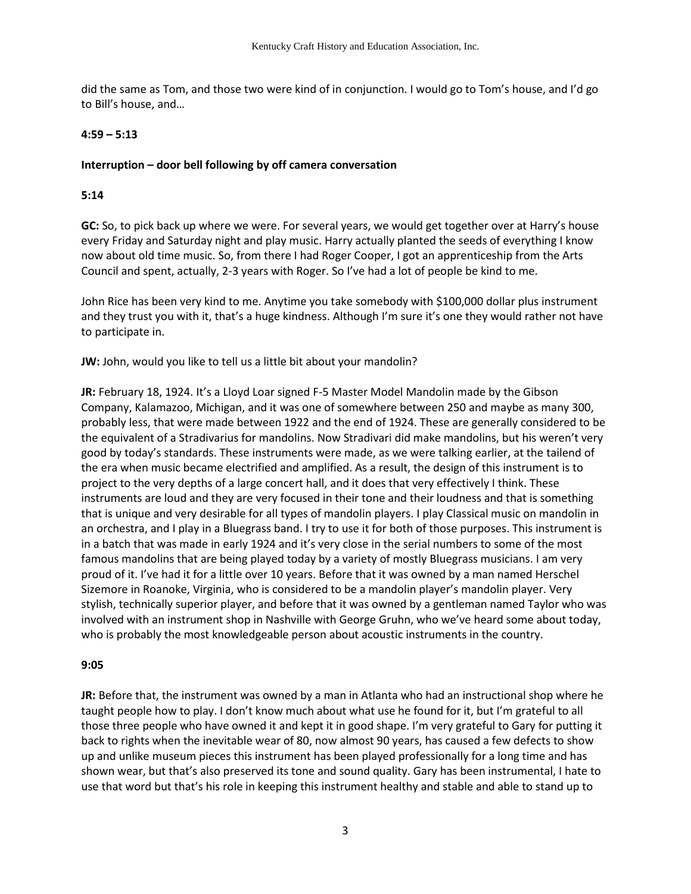did the same as Tom, and those two were kind of in conjunction. I would go to Tom's house, and I'd go to Bill's house, and…

**4:59 – 5:13**

**Interruption – door bell following by off camera conversation**

**5:14**

**GC:** So, to pick back up where we were. For several years, we would get together over at Harry's house every Friday and Saturday night and play music. Harry actually planted the seeds of everything I know now about old time music. So, from there I had Roger Cooper, I got an apprenticeship from the Arts Council and spent, actually, 2-3 years with Roger. So I've had a lot of people be kind to me.

John Rice has been very kind to me. Anytime you take somebody with $100,000 dollar plus instrument and they trust you with it, that's a huge kindness. Although I'm sure it's one they would rather not have to participate in.

**JW:** John, would you like to tell us a little bit about your mandolin?

**JR:** February 18, 1924. It's a Lloyd Loar signed F-5 Master Model Mandolin made by the Gibson Company, Kalamazoo, Michigan, and it was one of somewhere between 250 and maybe as many 300, probably less, that were made between 1922 and the end of 1924. These are generally considered to be the equivalent of a Stradivarius for mandolins. Now Stradivari did make mandolins, but his weren't very good by today's standards. These instruments were made, as we were talking earlier, at the tailend of the era when music became electrified and amplified. As a result, the design of this instrument is to project to the very depths of a large concert hall, and it does that very effectively I think. These instruments are loud and they are very focused in their tone and their loudness and that is something that is unique and very desirable for all types of mandolin players. I play Classical music on mandolin in an orchestra, and I play in a Bluegrass band. I try to use it for both of those purposes. This instrument is in a batch that was made in early 1924 and it's very close in the serial numbers to some of the most famous mandolins that are being played today by a variety of mostly Bluegrass musicians. I am very proud of it. I've had it for a little over 10 years. Before that it was owned by a man named Herschel Sizemore in Roanoke, Virginia, who is considered to be a mandolin player's mandolin player. Very stylish, technically superior player, and before that it was owned by a gentleman named Taylor who was involved with an instrument shop in Nashville with George Gruhn, who we've heard some about today, who is probably the most knowledgeable person about acoustic instruments in the country.

**9:05**

**JR:** Before that, the instrument was owned by a man in Atlanta who had an instructional shop where he taught people how to play. I don't know much about what use he found for it, but I'm grateful to all those three people who have owned it and kept it in good shape. I'm very grateful to Gary for putting it back to rights when the inevitable wear of 80, now almost 90 years, has caused a few defects to show up and unlike museum pieces this instrument has been played professionally for a long time and has shown wear, but that's also preserved its tone and sound quality. Gary has been instrumental, I hate to use that word but that's his role in keeping this instrument healthy and stable and able to stand up to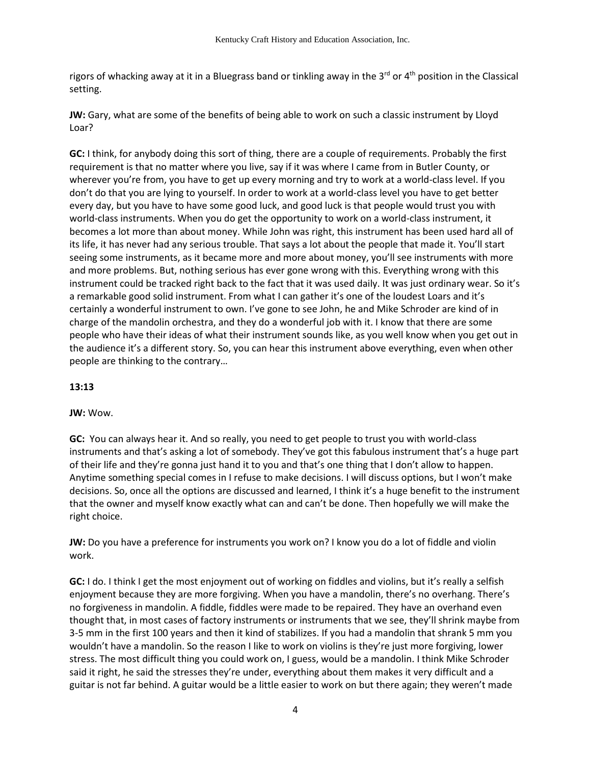rigors of whacking away at it in a Bluegrass band or tinkling away in the 3rd or 4th position in the Classical setting.

**JW:** Gary, what are some of the benefits of being able to work on such a classic instrument by Lloyd Loar?

**GC:** I think, for anybody doing this sort of thing, there are a couple of requirements. Probably the first requirement is that no matter where you live, say if it was where I came from in Butler County, or wherever you're from, you have to get up every morning and try to work at a world-class level. If you don't do that you are lying to yourself. In order to work at a world-class level you have to get better every day, but you have to have some good luck, and good luck is that people would trust you with world-class instruments. When you do get the opportunity to work on a world-class instrument, it becomes a lot more than about money. While John was right, this instrument has been used hard all of its life, it has never had any serious trouble. That says a lot about the people that made it. You'll start seeing some instruments, as it became more and more about money, you'll see instruments with more and more problems. But, nothing serious has ever gone wrong with this. Everything wrong with this instrument could be tracked right back to the fact that it was used daily. It was just ordinary wear. So it's a remarkable good solid instrument. From what I can gather it's one of the loudest Loars and it's certainly a wonderful instrument to own. I've gone to see John, he and Mike Schroder are kind of in charge of the mandolin orchestra, and they do a wonderful job with it. I know that there are some people who have their ideas of what their instrument sounds like, as you well know when you get out in the audience it's a different story. So, you can hear this instrument above everything, even when other people are thinking to the contrary…

**13:13**

**JW:** Wow.

**GC:** You can always hear it. And so really, you need to get people to trust you with world-class instruments and that's asking a lot of somebody. They've got this fabulous instrument that's a huge part of their life and they're gonna just hand it to you and that's one thing that I don't allow to happen. Anytime something special comes in I refuse to make decisions. I will discuss options, but I won't make decisions. So, once all the options are discussed and learned, I think it's a huge benefit to the instrument that the owner and myself know exactly what can and can't be done. Then hopefully we will make the right choice.

**JW:** Do you have a preference for instruments you work on? I know you do a lot of fiddle and violin work.

**GC:** I do. I think I get the most enjoyment out of working on fiddles and violins, but it's really a selfish enjoyment because they are more forgiving. When you have a mandolin, there's no overhang. There's no forgiveness in mandolin. A fiddle, fiddles were made to be repaired. They have an overhand even thought that, in most cases of factory instruments or instruments that we see, they'll shrink maybe from 3-5 mm in the first 100 years and then it kind of stabilizes. If you had a mandolin that shrank 5 mm you wouldn't have a mandolin. So the reason I like to work on violins is they're just more forgiving, lower stress. The most difficult thing you could work on, I guess, would be a mandolin. I think Mike Schroder said it right, he said the stresses they're under, everything about them makes it very difficult and a guitar is not far behind. A guitar would be a little easier to work on but there again; they weren't made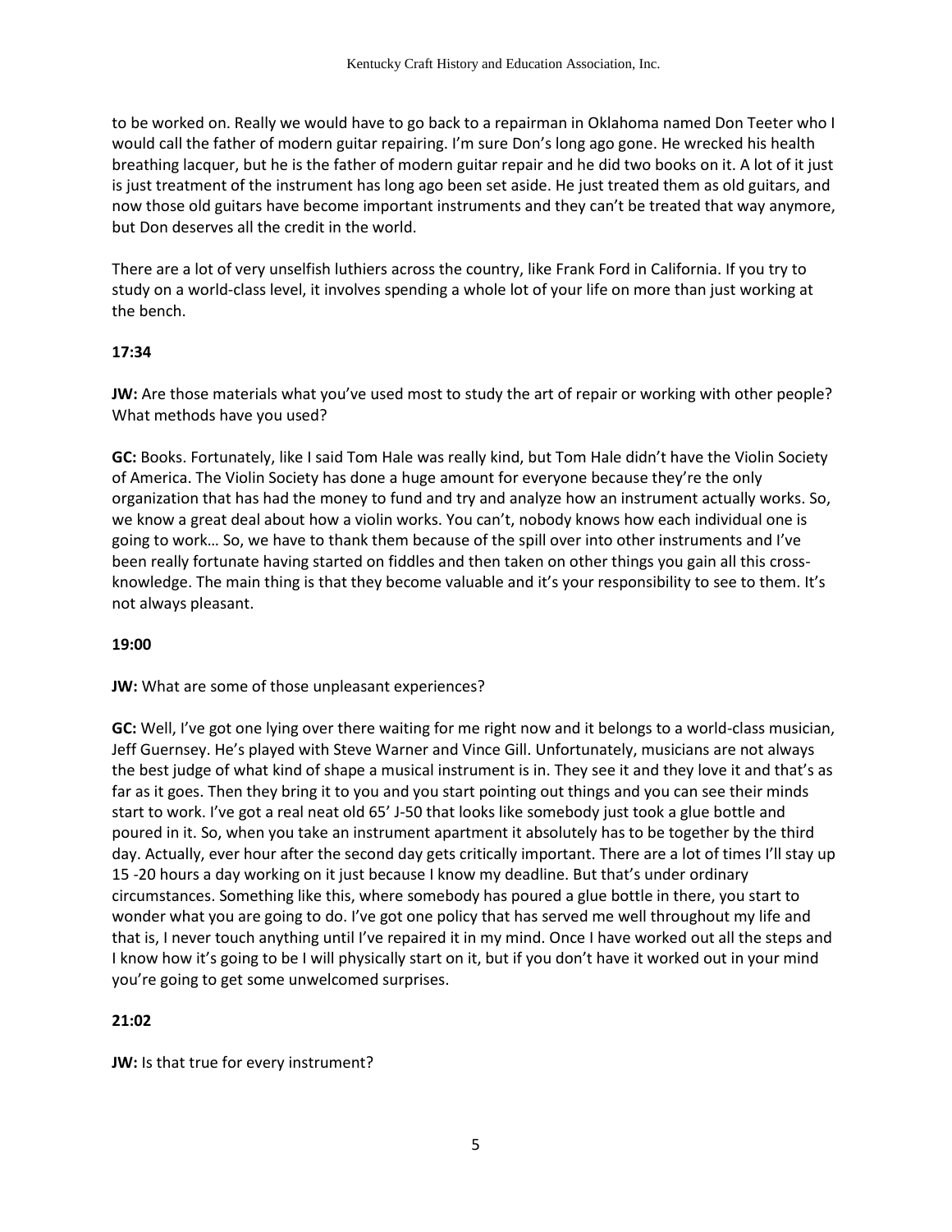to be worked on. Really we would have to go back to a repairman in Oklahoma named Don Teeter who I would call the father of modern guitar repairing. I'm sure Don's long ago gone. He wrecked his health breathing lacquer, but he is the father of modern guitar repair and he did two books on it. A lot of it just is just treatment of the instrument has long ago been set aside. He just treated them as old guitars, and now those old guitars have become important instruments and they can't be treated that way anymore, but Don deserves all the credit in the world.

There are a lot of very unselfish luthiers across the country, like Frank Ford in California. If you try to study on a world-class level, it involves spending a whole lot of your life on more than just working at the bench.

**17:34**

**JW:** Are those materials what you've used most to study the art of repair or working with other people? What methods have you used?

**GC:** Books. Fortunately, like I said Tom Hale was really kind, but Tom Hale didn't have the Violin Society of America. The Violin Society has done a huge amount for everyone because they're the only organization that has had the money to fund and try and analyze how an instrument actually works. So, we know a great deal about how a violin works. You can't, nobody knows how each individual one is going to work… So, we have to thank them because of the spill over into other instruments and I've been really fortunate having started on fiddles and then taken on other things you gain all this cross-knowledge. The main thing is that they become valuable and it's your responsibility to see to them. It's not always pleasant.

**19:00**

**JW:** What are some of those unpleasant experiences?

**GC:** Well, I've got one lying over there waiting for me right now and it belongs to a world-class musician, Jeff Guernsey. He's played with Steve Warner and Vince Gill. Unfortunately, musicians are not always the best judge of what kind of shape a musical instrument is in. They see it and they love it and that's as far as it goes. Then they bring it to you and you start pointing out things and you can see their minds start to work. I've got a real neat old 65' J-50 that looks like somebody just took a glue bottle and poured in it. So, when you take an instrument apartment it absolutely has to be together by the third day. Actually, ever hour after the second day gets critically important. There are a lot of times I'll stay up 15 -20 hours a day working on it just because I know my deadline. But that's under ordinary circumstances. Something like this, where somebody has poured a glue bottle in there, you start to wonder what you are going to do. I've got one policy that has served me well throughout my life and that is, I never touch anything until I've repaired it in my mind. Once I have worked out all the steps and I know how it's going to be I will physically start on it, but if you don't have it worked out in your mind you're going to get some unwelcomed surprises.

**21:02**

**JW:** Is that true for every instrument?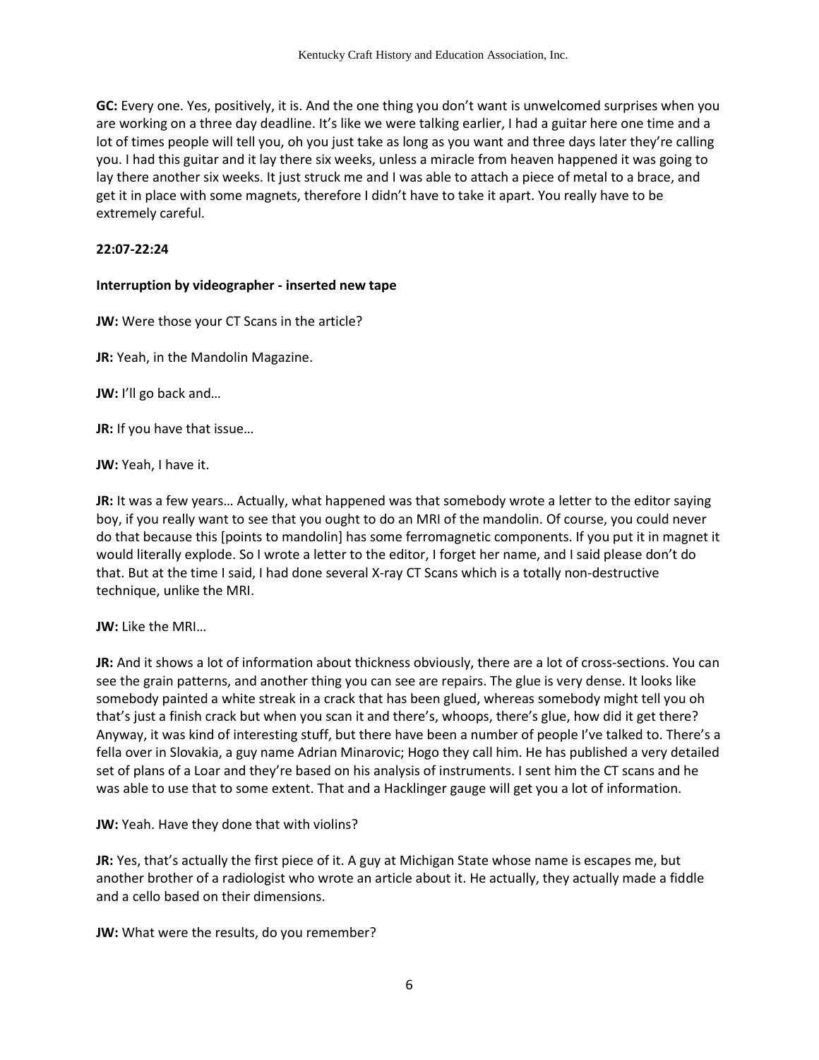**GC:** Every one. Yes, positively, it is. And the one thing you don't want is unwelcomed surprises when you are working on a three day deadline. It's like we were talking earlier, I had a guitar here one time and a lot of times people will tell you, oh you just take as long as you want and three days later they're calling you. I had this guitar and it lay there six weeks, unless a miracle from heaven happened it was going to lay there another six weeks. It just struck me and I was able to attach a piece of metal to a brace, and get it in place with some magnets, therefore I didn't have to take it apart. You really have to be extremely careful.

**22:07-22:24**

**Interruption by videographer - inserted new tape**

**JW:** Were those your CT Scans in the article?

**JR:** Yeah, in the Mandolin Magazine.

**JW:** I'll go back and…

**JR:** If you have that issue…

**JW:** Yeah, I have it.

**JR:** It was a few years… Actually, what happened was that somebody wrote a letter to the editor saying boy, if you really want to see that you ought to do an MRI of the mandolin. Of course, you could never do that because this [points to mandolin] has some ferromagnetic components. If you put it in magnet it would literally explode. So I wrote a letter to the editor, I forget her name, and I said please don't do that. But at the time I said, I had done several X-ray CT Scans which is a totally non-destructive technique, unlike the MRI.

**JW:** Like the MRI…

**JR:** And it shows a lot of information about thickness obviously, there are a lot of cross-sections. You can see the grain patterns, and another thing you can see are repairs. The glue is very dense. It looks like somebody painted a white streak in a crack that has been glued, whereas somebody might tell you oh that's just a finish crack but when you scan it and there's, whoops, there's glue, how did it get there? Anyway, it was kind of interesting stuff, but there have been a number of people I've talked to. There's a fella over in Slovakia, a guy name Adrian Minarovic; Hogo they call him. He has published a very detailed set of plans of a Loar and they're based on his analysis of instruments. I sent him the CT scans and he was able to use that to some extent. That and a Hacklinger gauge will get you a lot of information.

**JW:** Yeah. Have they done that with violins?

**JR:** Yes, that's actually the first piece of it. A guy at Michigan State whose name is escapes me, but another brother of a radiologist who wrote an article about it. He actually, they actually made a fiddle and a cello based on their dimensions.

**JW:** What were the results, do you remember?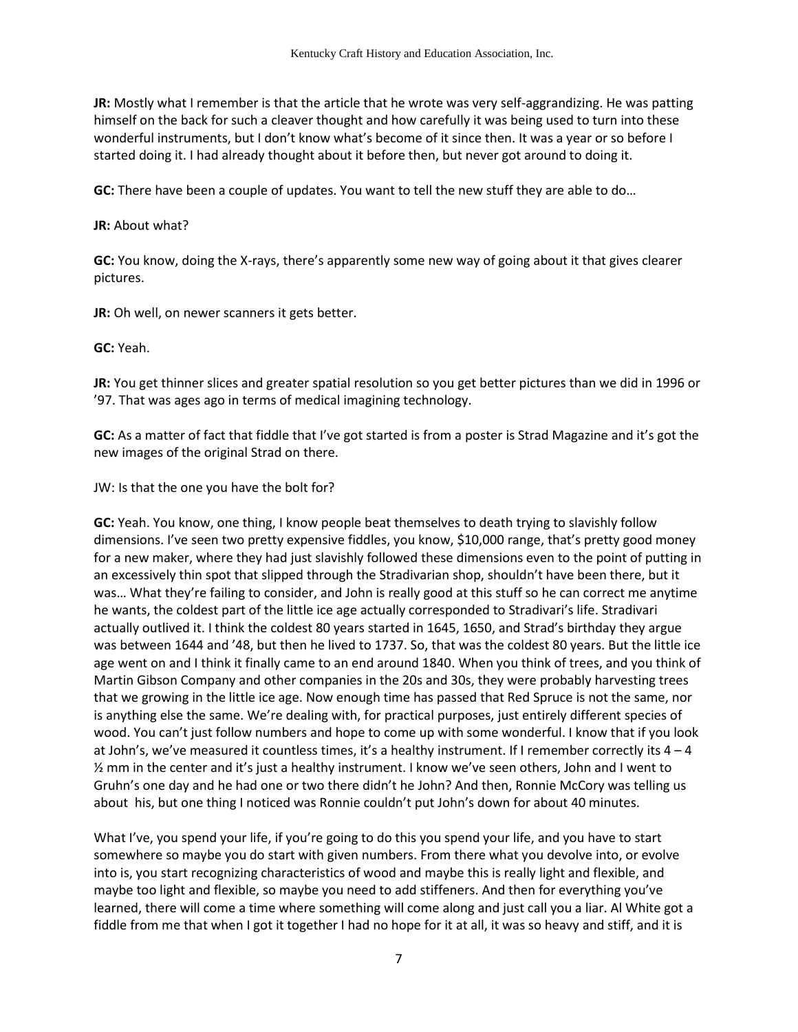**JR:** Mostly what I remember is that the article that he wrote was very self-aggrandizing. He was patting himself on the back for such a cleaver thought and how carefully it was being used to turn into these wonderful instruments, but I don't know what's become of it since then. It was a year or so before I started doing it. I had already thought about it before then, but never got around to doing it.

**GC:** There have been a couple of updates. You want to tell the new stuff they are able to do…

**JR:** About what?

**GC:** You know, doing the X-rays, there's apparently some new way of going about it that gives clearer pictures.

**JR:** Oh well, on newer scanners it gets better.

**GC:** Yeah.

**JR:** You get thinner slices and greater spatial resolution so you get better pictures than we did in 1996 or '97. That was ages ago in terms of medical imagining technology.

**GC:** As a matter of fact that fiddle that I've got started is from a poster is Strad Magazine and it's got the new images of the original Strad on there.

JW: Is that the one you have the bolt for?

**GC:** Yeah. You know, one thing, I know people beat themselves to death trying to slavishly follow dimensions. I've seen two pretty expensive fiddles, you know, $10,000 range, that's pretty good money for a new maker, where they had just slavishly followed these dimensions even to the point of putting in an excessively thin spot that slipped through the Stradivarian shop, shouldn't have been there, but it was… What they're failing to consider, and John is really good at this stuff so he can correct me anytime he wants, the coldest part of the little ice age actually corresponded to Stradivari's life. Stradivari actually outlived it. I think the coldest 80 years started in 1645, 1650, and Strad's birthday they argue was between 1644 and '48, but then he lived to 1737. So, that was the coldest 80 years. But the little ice age went on and I think it finally came to an end around 1840. When you think of trees, and you think of Martin Gibson Company and other companies in the 20s and 30s, they were probably harvesting trees that we growing in the little ice age. Now enough time has passed that Red Spruce is not the same, nor is anything else the same. We're dealing with, for practical purposes, just entirely different species of wood. You can't just follow numbers and hope to come up with some wonderful. I know that if you look at John's, we've measured it countless times, it's a healthy instrument. If I remember correctly its 4 – 4 ½ mm in the center and it's just a healthy instrument. I know we've seen others, John and I went to Gruhn's one day and he had one or two there didn't he John? And then, Ronnie McCory was telling us about his, but one thing I noticed was Ronnie couldn't put John's down for about 40 minutes.

What I've, you spend your life, if you're going to do this you spend your life, and you have to start somewhere so maybe you do start with given numbers. From there what you devolve into, or evolve into is, you start recognizing characteristics of wood and maybe this is really light and flexible, and maybe too light and flexible, so maybe you need to add stiffeners. And then for everything you've learned, there will come a time where something will come along and just call you a liar. Al White got a fiddle from me that when I got it together I had no hope for it at all, it was so heavy and stiff, and it is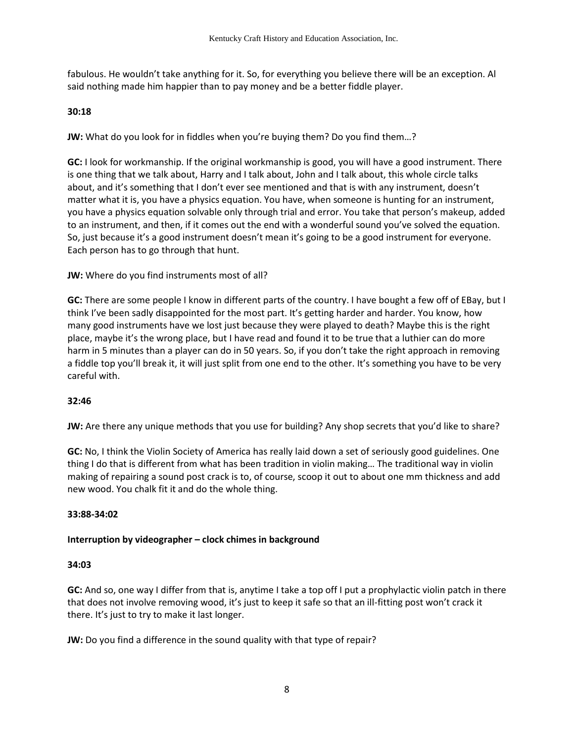fabulous. He wouldn't take anything for it. So, for everything you believe there will be an exception. Al said nothing made him happier than to pay money and be a better fiddle player.

**30:18**

**JW:** What do you look for in fiddles when you're buying them? Do you find them…?

**GC:** I look for workmanship. If the original workmanship is good, you will have a good instrument. There is one thing that we talk about, Harry and I talk about, John and I talk about, this whole circle talks about, and it's something that I don't ever see mentioned and that is with any instrument, doesn't matter what it is, you have a physics equation. You have, when someone is hunting for an instrument, you have a physics equation solvable only through trial and error. You take that person's makeup, added to an instrument, and then, if it comes out the end with a wonderful sound you've solved the equation. So, just because it's a good instrument doesn't mean it's going to be a good instrument for everyone. Each person has to go through that hunt.

**JW:** Where do you find instruments most of all?

**GC:** There are some people I know in different parts of the country. I have bought a few off of EBay, but I think I've been sadly disappointed for the most part. It's getting harder and harder. You know, how many good instruments have we lost just because they were played to death? Maybe this is the right place, maybe it's the wrong place, but I have read and found it to be true that a luthier can do more harm in 5 minutes than a player can do in 50 years. So, if you don't take the right approach in removing a fiddle top you'll break it, it will just split from one end to the other. It's something you have to be very careful with.

**32:46**

**JW:** Are there any unique methods that you use for building? Any shop secrets that you'd like to share?

**GC:** No, I think the Violin Society of America has really laid down a set of seriously good guidelines. One thing I do that is different from what has been tradition in violin making… The traditional way in violin making of repairing a sound post crack is to, of course, scoop it out to about one mm thickness and add new wood. You chalk fit it and do the whole thing.

**33:88-34:02**

**Interruption by videographer – clock chimes in background**

**34:03**

**GC:** And so, one way I differ from that is, anytime I take a top off I put a prophylactic violin patch in there that does not involve removing wood, it's just to keep it safe so that an ill-fitting post won't crack it there. It's just to try to make it last longer.

**JW:** Do you find a difference in the sound quality with that type of repair?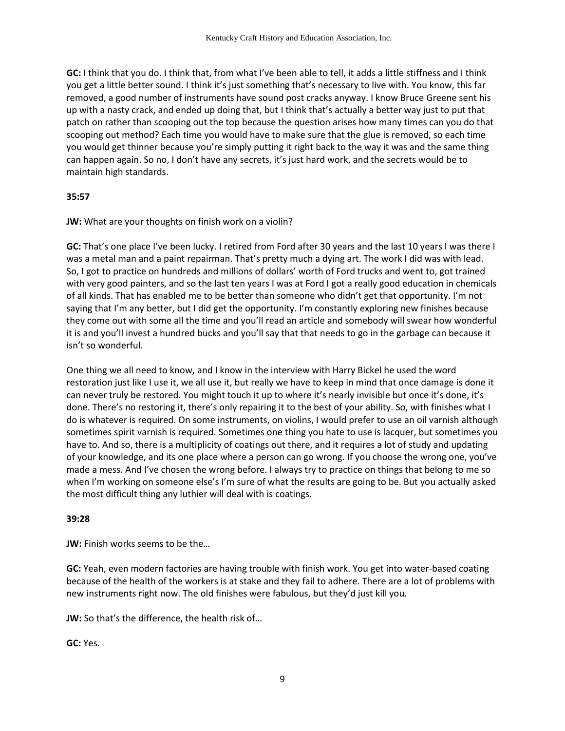**GC:** I think that you do. I think that, from what I've been able to tell, it adds a little stiffness and I think you get a little better sound. I think it's just something that's necessary to live with. You know, this far removed, a good number of instruments have sound post cracks anyway. I know Bruce Greene sent his up with a nasty crack, and ended up doing that, but I think that's actually a better way just to put that patch on rather than scooping out the top because the question arises how many times can you do that scooping out method? Each time you would have to make sure that the glue is removed, so each time you would get thinner because you're simply putting it right back to the way it was and the same thing can happen again. So no, I don't have any secrets, it's just hard work, and the secrets would be to maintain high standards.

**35:57**

**JW:** What are your thoughts on finish work on a violin?

**GC:** That's one place I've been lucky. I retired from Ford after 30 years and the last 10 years I was there I was a metal man and a paint repairman. That's pretty much a dying art. The work I did was with lead. So, I got to practice on hundreds and millions of dollars' worth of Ford trucks and went to, got trained with very good painters, and so the last ten years I was at Ford I got a really good education in chemicals of all kinds. That has enabled me to be better than someone who didn't get that opportunity. I'm not saying that I'm any better, but I did get the opportunity. I'm constantly exploring new finishes because they come out with some all the time and you'll read an article and somebody will swear how wonderful it is and you'll invest a hundred bucks and you'll say that that needs to go in the garbage can because it isn't so wonderful.

One thing we all need to know, and I know in the interview with Harry Bickel he used the word restoration just like I use it, we all use it, but really we have to keep in mind that once damage is done it can never truly be restored. You might touch it up to where it's nearly invisible but once it's done, it's done. There's no restoring it, there's only repairing it to the best of your ability. So, with finishes what I do is whatever is required. On some instruments, on violins, I would prefer to use an oil varnish although sometimes spirit varnish is required. Sometimes one thing you hate to use is lacquer, but sometimes you have to. And so, there is a multiplicity of coatings out there, and it requires a lot of study and updating of your knowledge, and its one place where a person can go wrong. If you choose the wrong one, you've made a mess. And I've chosen the wrong before. I always try to practice on things that belong to me so when I'm working on someone else's I'm sure of what the results are going to be. But you actually asked the most difficult thing any luthier will deal with is coatings.

**39:28**

**JW:** Finish works seems to be the…

**GC:** Yeah, even modern factories are having trouble with finish work. You get into water-based coating because of the health of the workers is at stake and they fail to adhere. There are a lot of problems with new instruments right now. The old finishes were fabulous, but they'd just kill you.

**JW:** So that's the difference, the health risk of…

**GC:** Yes.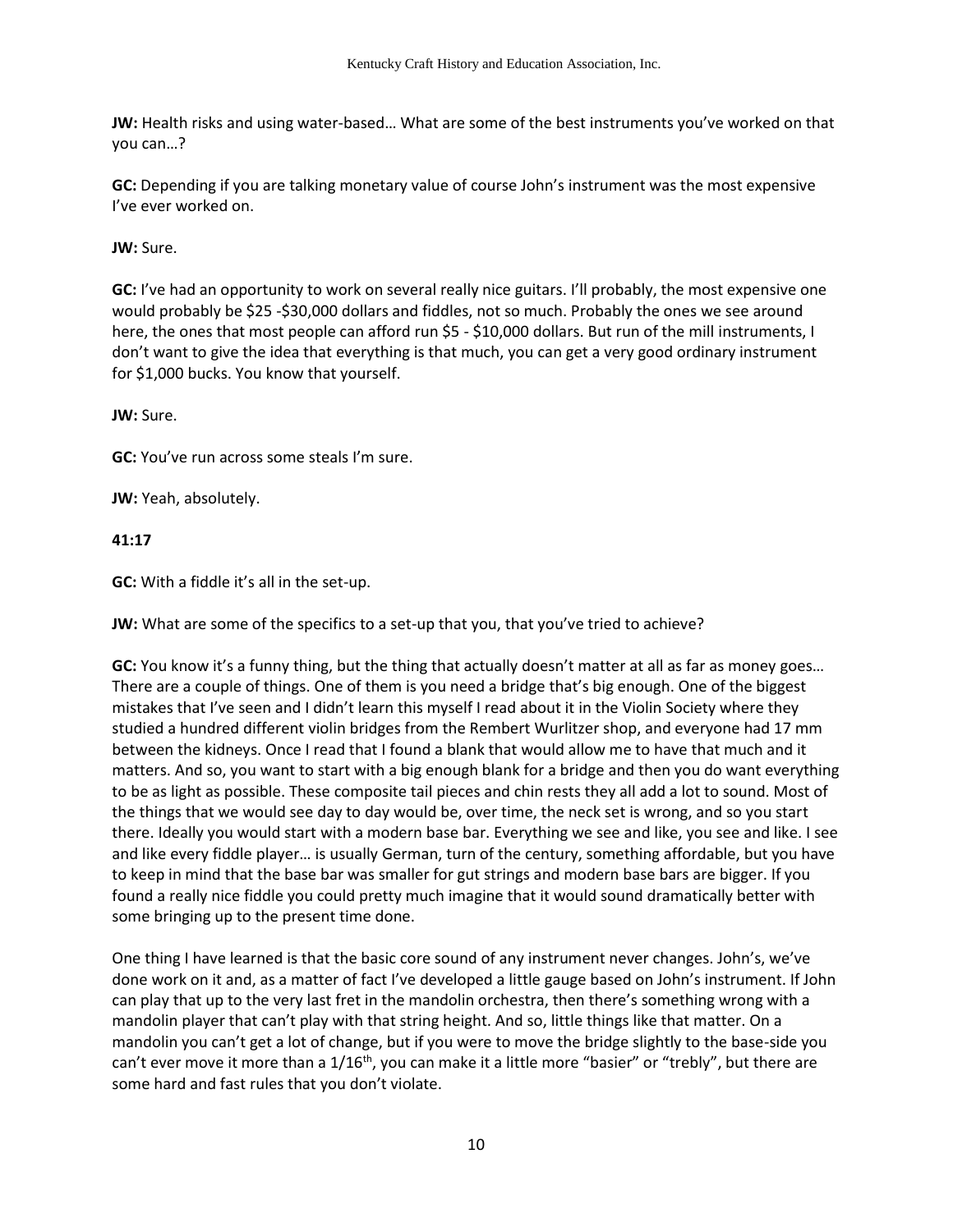**JW:** Health risks and using water-based… What are some of the best instruments you've worked on that you can…?

**GC:** Depending if you are talking monetary value of course John's instrument was the most expensive I've ever worked on.

**JW:** Sure.

**GC:** I've had an opportunity to work on several really nice guitars. I'll probably, the most expensive one would probably be $25 -$30,000 dollars and fiddles, not so much. Probably the ones we see around here, the ones that most people can afford run $5 - $10,000 dollars. But run of the mill instruments, I don't want to give the idea that everything is that much, you can get a very good ordinary instrument for $1,000 bucks. You know that yourself.

**JW:** Sure.

**GC:** You've run across some steals I'm sure.

**JW:** Yeah, absolutely.

**41:17**

**GC:** With a fiddle it's all in the set-up.

**JW:** What are some of the specifics to a set-up that you, that you've tried to achieve?

**GC:** You know it's a funny thing, but the thing that actually doesn't matter at all as far as money goes… There are a couple of things. One of them is you need a bridge that's big enough. One of the biggest mistakes that I've seen and I didn't learn this myself I read about it in the Violin Society where they studied a hundred different violin bridges from the Rembert Wurlitzer shop, and everyone had 17 mm between the kidneys. Once I read that I found a blank that would allow me to have that much and it matters. And so, you want to start with a big enough blank for a bridge and then you do want everything to be as light as possible. These composite tail pieces and chin rests they all add a lot to sound. Most of the things that we would see day to day would be, over time, the neck set is wrong, and so you start there. Ideally you would start with a modern base bar. Everything we see and like, you see and like. I see and like every fiddle player… is usually German, turn of the century, something affordable, but you have to keep in mind that the base bar was smaller for gut strings and modern base bars are bigger. If you found a really nice fiddle you could pretty much imagine that it would sound dramatically better with some bringing up to the present time done.

One thing I have learned is that the basic core sound of any instrument never changes. John's, we've done work on it and, as a matter of fact I've developed a little gauge based on John's instrument. If John can play that up to the very last fret in the mandolin orchestra, then there's something wrong with a mandolin player that can't play with that string height. And so, little things like that matter. On a mandolin you can't get a lot of change, but if you were to move the bridge slightly to the base-side you can't ever move it more than a 1/16th, you can make it a little more "basier" or "trebly", but there are some hard and fast rules that you don't violate.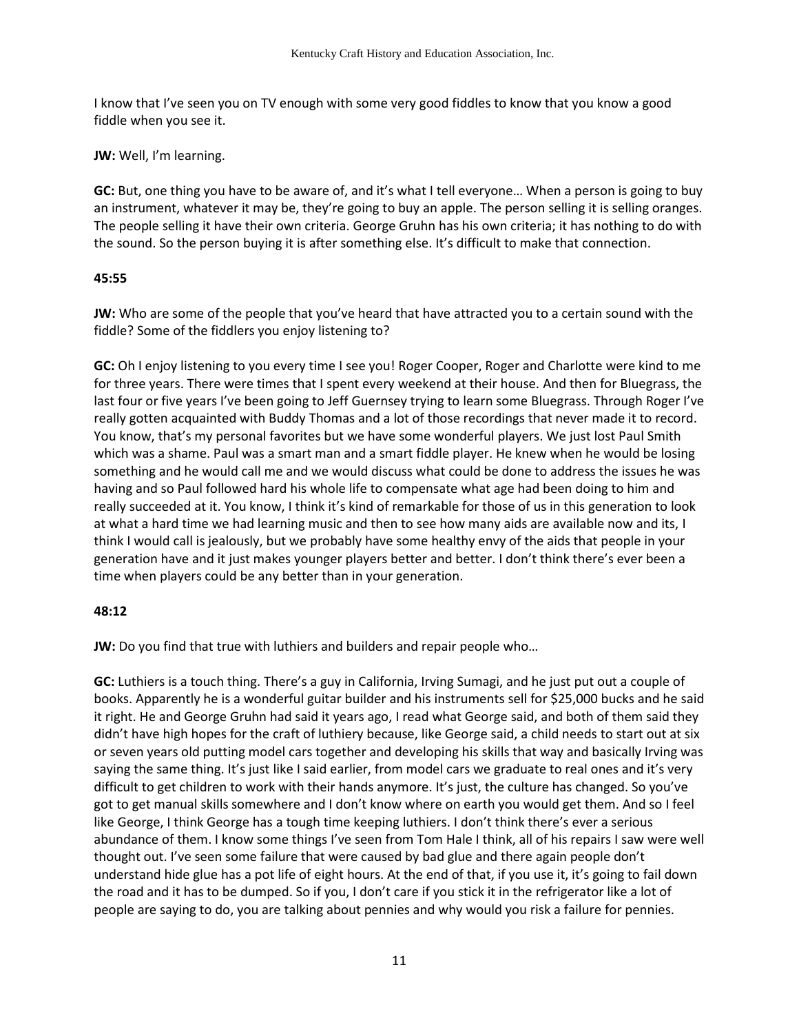I know that I've seen you on TV enough with some very good fiddles to know that you know a good fiddle when you see it.

**JW:** Well, I'm learning.

**GC:** But, one thing you have to be aware of, and it's what I tell everyone… When a person is going to buy an instrument, whatever it may be, they're going to buy an apple. The person selling it is selling oranges. The people selling it have their own criteria. George Gruhn has his own criteria; it has nothing to do with the sound. So the person buying it is after something else. It's difficult to make that connection.

**45:55**

**JW:** Who are some of the people that you've heard that have attracted you to a certain sound with the fiddle? Some of the fiddlers you enjoy listening to?

**GC:** Oh I enjoy listening to you every time I see you! Roger Cooper, Roger and Charlotte were kind to me for three years. There were times that I spent every weekend at their house. And then for Bluegrass, the last four or five years I've been going to Jeff Guernsey trying to learn some Bluegrass. Through Roger I've really gotten acquainted with Buddy Thomas and a lot of those recordings that never made it to record. You know, that's my personal favorites but we have some wonderful players. We just lost Paul Smith which was a shame. Paul was a smart man and a smart fiddle player. He knew when he would be losing something and he would call me and we would discuss what could be done to address the issues he was having and so Paul followed hard his whole life to compensate what age had been doing to him and really succeeded at it. You know, I think it's kind of remarkable for those of us in this generation to look at what a hard time we had learning music and then to see how many aids are available now and its, I think I would call is jealously, but we probably have some healthy envy of the aids that people in your generation have and it just makes younger players better and better. I don't think there's ever been a time when players could be any better than in your generation.

**48:12**

**JW:** Do you find that true with luthiers and builders and repair people who…

**GC:** Luthiers is a touch thing. There's a guy in California, Irving Sumagi, and he just put out a couple of books. Apparently he is a wonderful guitar builder and his instruments sell for $25,000 bucks and he said it right. He and George Gruhn had said it years ago, I read what George said, and both of them said they didn't have high hopes for the craft of luthiery because, like George said, a child needs to start out at six or seven years old putting model cars together and developing his skills that way and basically Irving was saying the same thing. It's just like I said earlier, from model cars we graduate to real ones and it's very difficult to get children to work with their hands anymore. It's just, the culture has changed. So you've got to get manual skills somewhere and I don't know where on earth you would get them. And so I feel like George, I think George has a tough time keeping luthiers. I don't think there's ever a serious abundance of them. I know some things I've seen from Tom Hale I think, all of his repairs I saw were well thought out. I've seen some failure that were caused by bad glue and there again people don't understand hide glue has a pot life of eight hours. At the end of that, if you use it, it's going to fail down the road and it has to be dumped. So if you, I don't care if you stick it in the refrigerator like a lot of people are saying to do, you are talking about pennies and why would you risk a failure for pennies.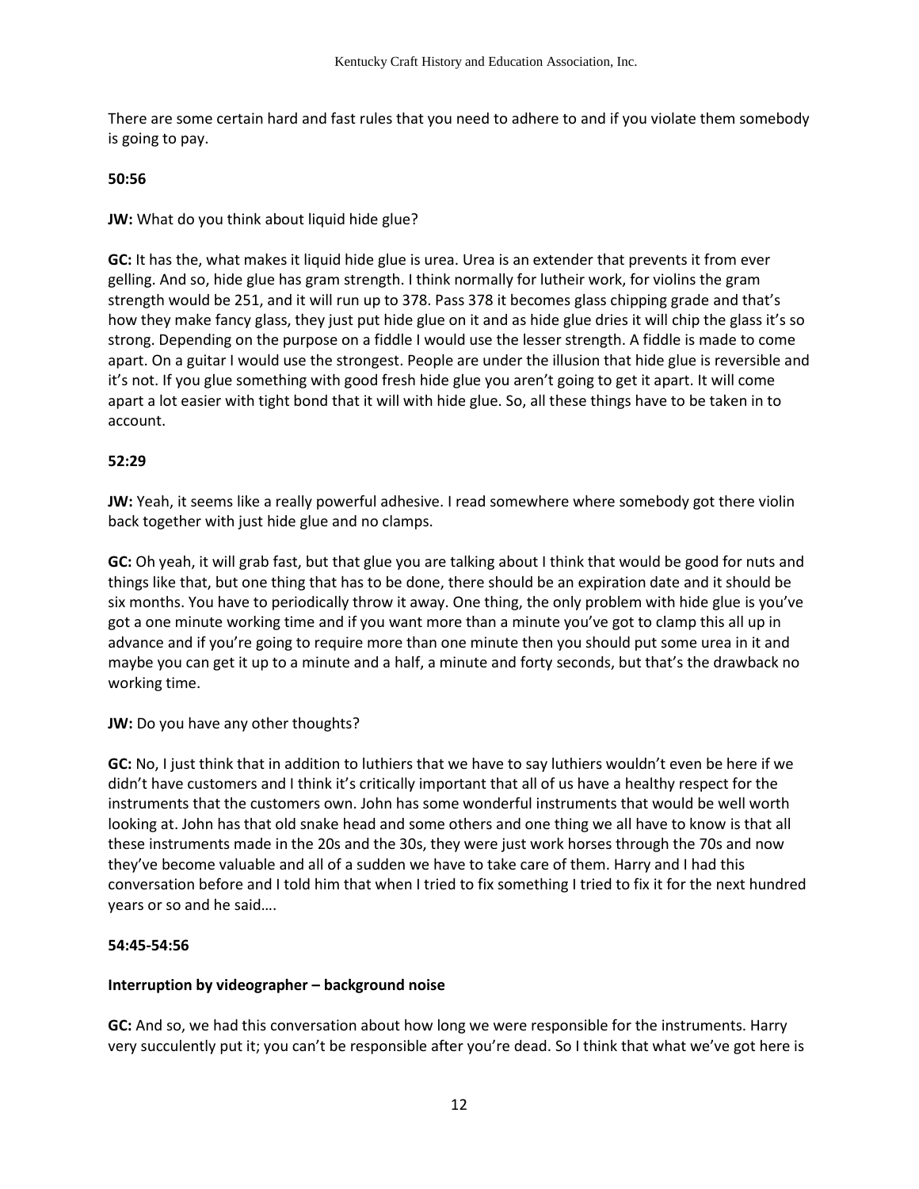There are some certain hard and fast rules that you need to adhere to and if you violate them somebody is going to pay.

**50:56**

**JW:** What do you think about liquid hide glue?

**GC:** It has the, what makes it liquid hide glue is urea. Urea is an extender that prevents it from ever gelling. And so, hide glue has gram strength. I think normally for lutheir work, for violins the gram strength would be 251, and it will run up to 378. Pass 378 it becomes glass chipping grade and that's how they make fancy glass, they just put hide glue on it and as hide glue dries it will chip the glass it's so strong. Depending on the purpose on a fiddle I would use the lesser strength. A fiddle is made to come apart. On a guitar I would use the strongest. People are under the illusion that hide glue is reversible and it's not. If you glue something with good fresh hide glue you aren't going to get it apart. It will come apart a lot easier with tight bond that it will with hide glue. So, all these things have to be taken in to account.

**52:29**

**JW:** Yeah, it seems like a really powerful adhesive. I read somewhere where somebody got there violin back together with just hide glue and no clamps.

**GC:** Oh yeah, it will grab fast, but that glue you are talking about I think that would be good for nuts and things like that, but one thing that has to be done, there should be an expiration date and it should be six months. You have to periodically throw it away. One thing, the only problem with hide glue is you've got a one minute working time and if you want more than a minute you've got to clamp this all up in advance and if you're going to require more than one minute then you should put some urea in it and maybe you can get it up to a minute and a half, a minute and forty seconds, but that's the drawback no working time.

**JW:** Do you have any other thoughts?

**GC:** No, I just think that in addition to luthiers that we have to say luthiers wouldn't even be here if we didn't have customers and I think it's critically important that all of us have a healthy respect for the instruments that the customers own. John has some wonderful instruments that would be well worth looking at. John has that old snake head and some others and one thing we all have to know is that all these instruments made in the 20s and the 30s, they were just work horses through the 70s and now they've become valuable and all of a sudden we have to take care of them. Harry and I had this conversation before and I told him that when I tried to fix something I tried to fix it for the next hundred years or so and he said….

**54:45-54:56**

**Interruption by videographer – background noise**

**GC:** And so, we had this conversation about how long we were responsible for the instruments. Harry very succulently put it; you can't be responsible after you're dead. So I think that what we've got here is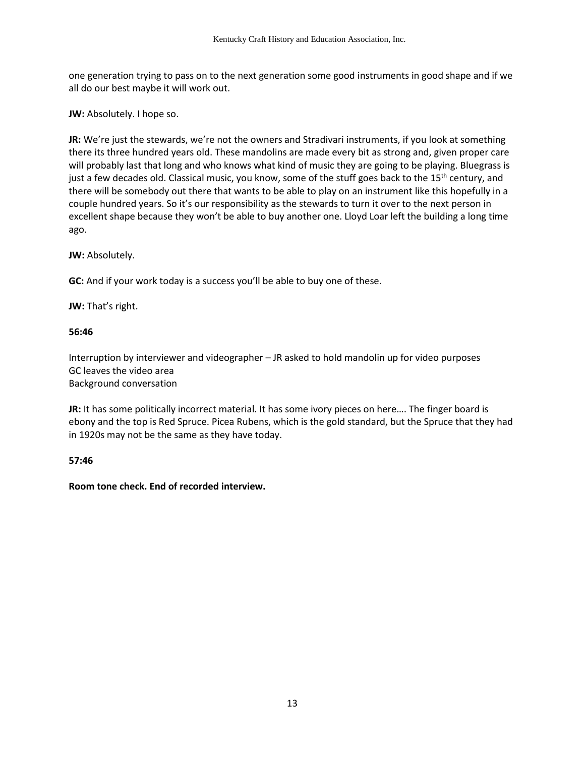one generation trying to pass on to the next generation some good instruments in good shape and if we all do our best maybe it will work out.

**JW:** Absolutely. I hope so.

**JR:** We're just the stewards, we're not the owners and Stradivari instruments, if you look at something there its three hundred years old. These mandolins are made every bit as strong and, given proper care will probably last that long and who knows what kind of music they are going to be playing. Bluegrass is just a few decades old. Classical music, you know, some of the stuff goes back to the 15th century, and there will be somebody out there that wants to be able to play on an instrument like this hopefully in a couple hundred years. So it's our responsibility as the stewards to turn it over to the next person in excellent shape because they won't be able to buy another one. Lloyd Loar left the building a long time ago.

**JW:** Absolutely.

**GC:** And if your work today is a success you'll be able to buy one of these.

**JW:** That's right.

**56:46**

Interruption by interviewer and videographer – JR asked to hold mandolin up for video purposes
GC leaves the video area
Background conversation

**JR:** It has some politically incorrect material. It has some ivory pieces on here…. The finger board is ebony and the top is Red Spruce. Picea Rubens, which is the gold standard, but the Spruce that they had in 1920s may not be the same as they have today.

**57:46**

**Room tone check. End of recorded interview.**